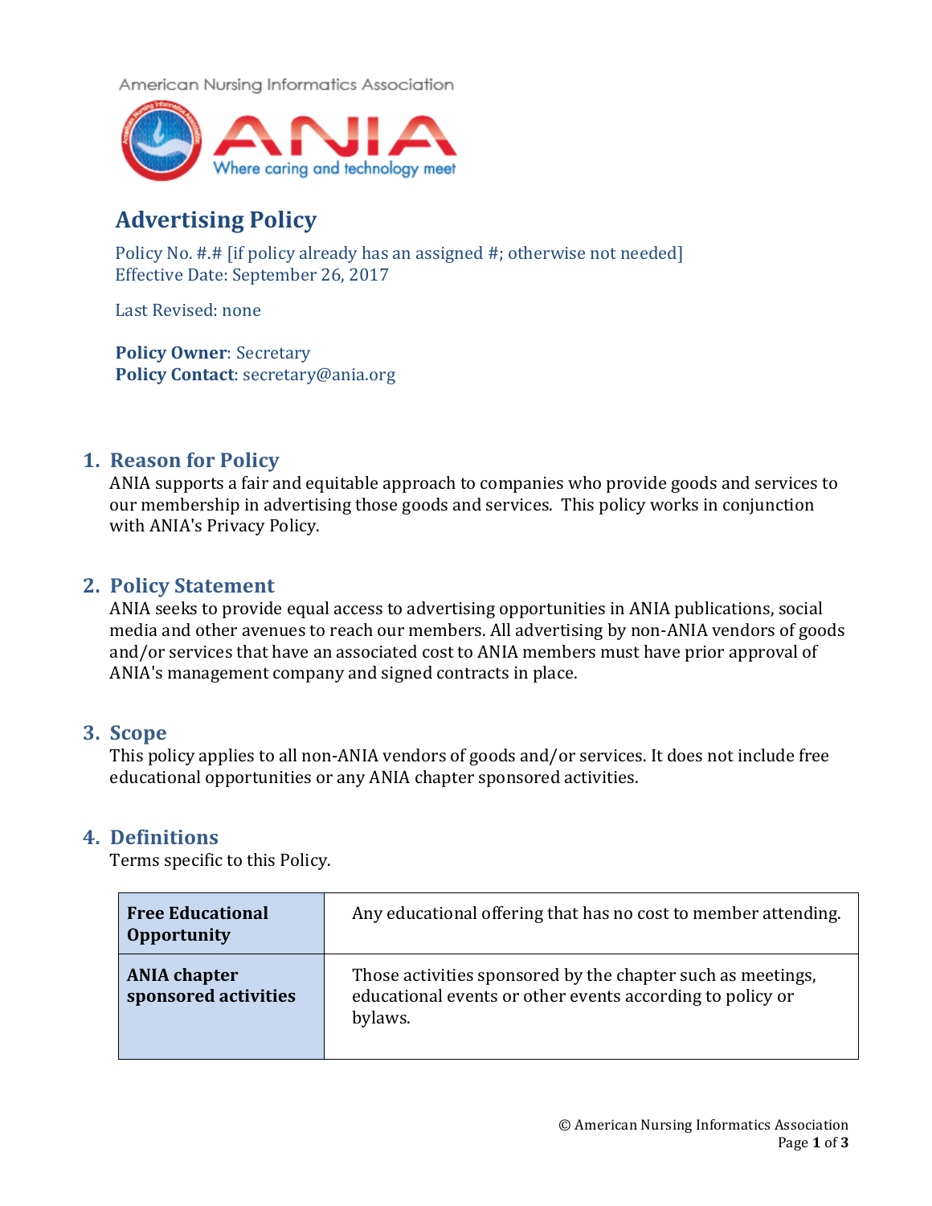American Nursing Informatics Association

ANIA

Where caring and technology meet

# Advertising Policy

Policy No. #.# [if policy already has an assigned #; otherwise not needed]
Effective Date: September 26, 2017

Last Revised: none

**Policy Owner**: Secretary
**Policy Contact**: secretary@ania.org

## 1. Reason for Policy

ANIA supports a fair and equitable approach to companies who provide goods and services to our membership in advertising those goods and services. This policy works in conjunction with ANIA's Privacy Policy.

## 2. Policy Statement

ANIA seeks to provide equal access to advertising opportunities in ANIA publications, social media and other avenues to reach our members. All advertising by non-ANIA vendors of goods and/or services that have an associated cost to ANIA members must have prior approval of ANIA's management company and signed contracts in place.

## 3. Scope

This policy applies to all non-ANIA vendors of goods and/or services. It does not include free educational opportunities or any ANIA chapter sponsored activities.

## 4. Definitions

Terms specific to this Policy.

| Term | Definition |
| --- | --- |
| **Free Educational Opportunity** | Any educational offering that has no cost to member attending. |
| **ANIA chapter sponsored activities** | Those activities sponsored by the chapter such as meetings, educational events or other events according to policy or bylaws. |

© American Nursing Informatics Association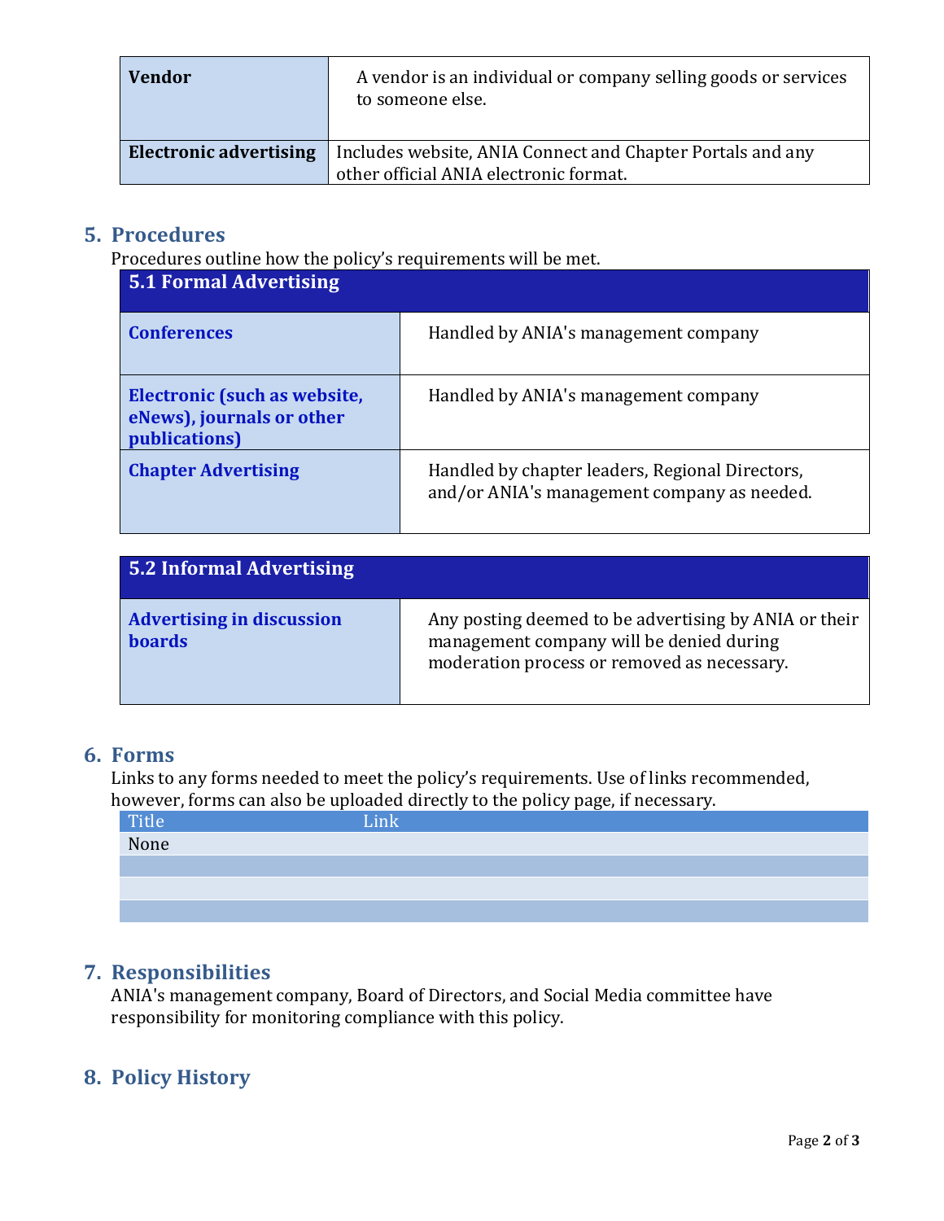| Vendor | A vendor is an individual or company selling goods or services to someone else. |
| --- | --- |
| **Electronic advertising** | Includes website, ANIA Connect and Chapter Portals and any other official ANIA electronic format. |

## 5. Procedures

Procedures outline how the policy's requirements will be met.

| 5.1 Formal Advertising | |
| --- | --- |
| **Conferences** | Handled by ANIA's management company |
| **Electronic (such as website, eNews), journals or other publications)** | Handled by ANIA's management company |
| **Chapter Advertising** | Handled by chapter leaders, Regional Directors, and/or ANIA's management company as needed. |

| 5.2 Informal Advertising | |
| --- | --- |
| **Advertising in discussion boards** | Any posting deemed to be advertising by ANIA or their management company will be denied during moderation process or removed as necessary. |

## 6. Forms

Links to any forms needed to meet the policy's requirements. Use of links recommended, however, forms can also be uploaded directly to the policy page, if necessary.

| Title | Link |
| --- | --- |
| None | |
| | |
| | |
| | |

## 7. Responsibilities

ANIA's management company, Board of Directors, and Social Media committee have responsibility for monitoring compliance with this policy.

## 8. Policy History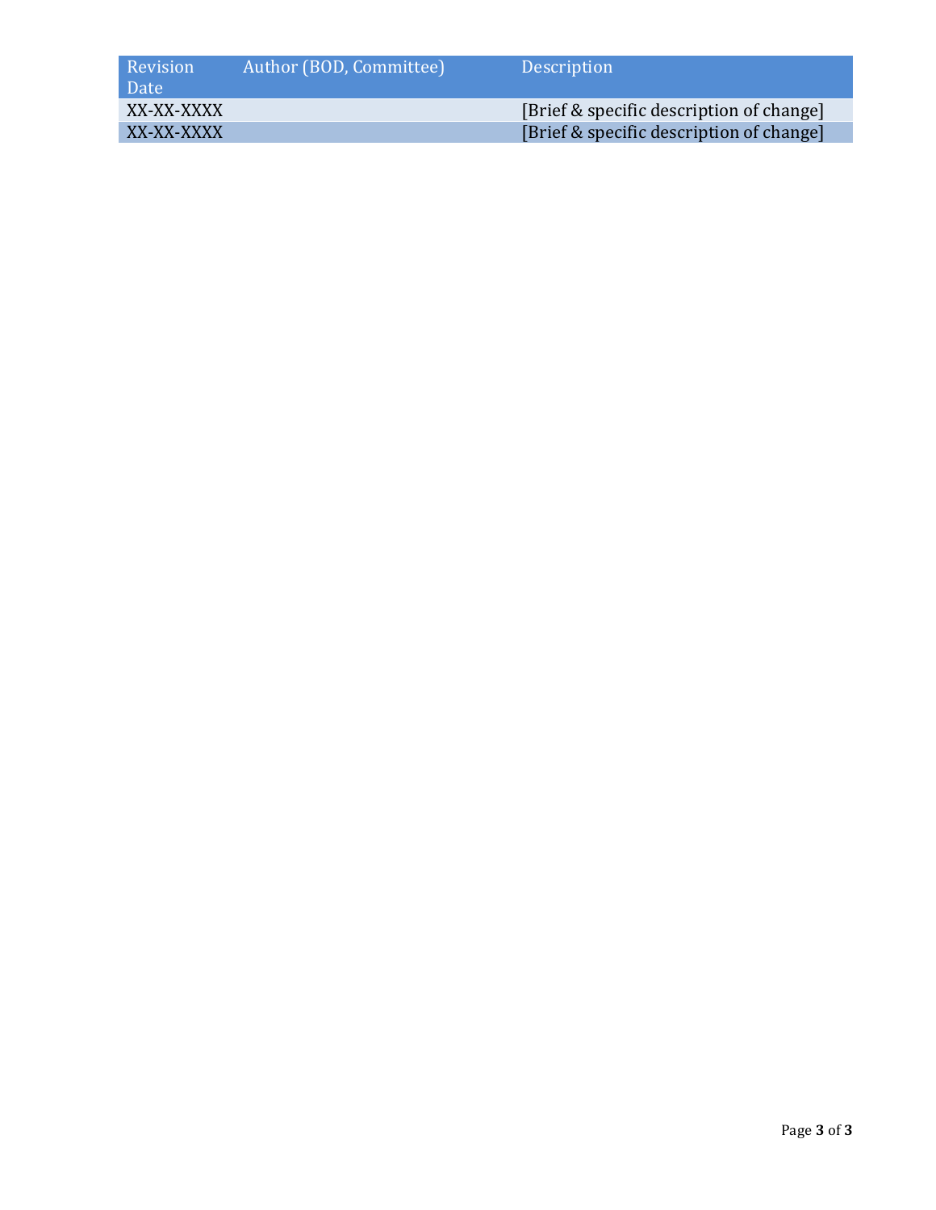| Revision Date | Author (BOD, Committee) | Description |
|---|---|---|
| XX-XX-XXXX | | [Brief & specific description of change] |
| XX-XX-XXXX | | [Brief & specific description of change] |